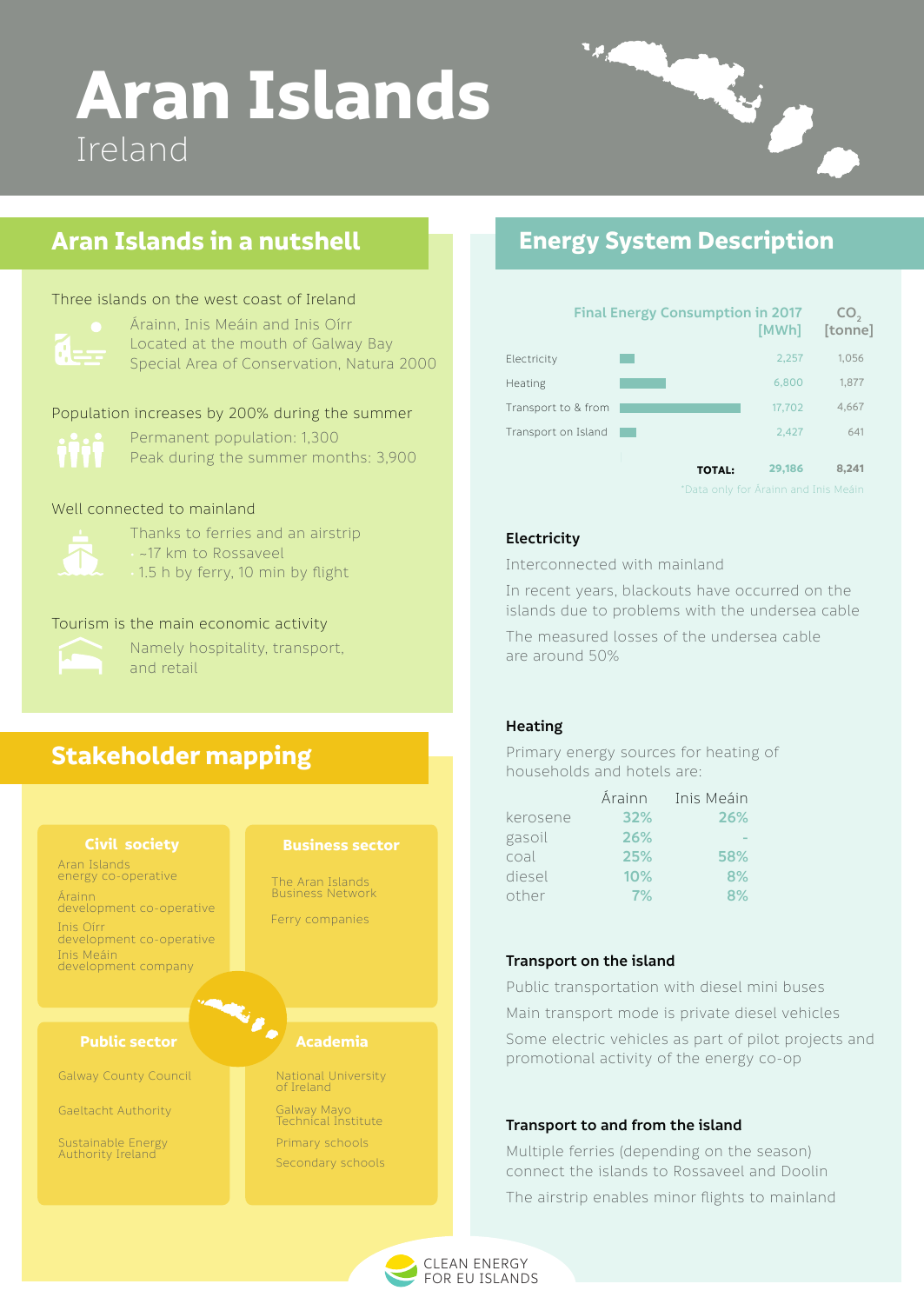# Aran Islands

Ireland

## Aran Islands in a nutshell

Three islands on the west coast of Ireland

- Árainn, Inis Meáin and Inis Oírr
- Located at the mouth of Galway Bay
- Special Area of Conservation, Natura 2000

Population increases by 200% during the summer

- Permanent population: 1,300
- Peak during the summer months: 3,900

Well connected to mainland

Thanks to ferries and an airstrip
- ~17 km to Rossaveel
- 1.5 h by ferry, 10 min by flight

Tourism is the main economic activity

Namely hospitality, transport, and retail

## Stakeholder mapping

**Civil society**

- Aran Islands energy co-operative
- Árainn development co-operative
- Inis Oírr development co-operative
- Inis Meáin development company

**Business sector**

- The Aran Islands Business Network
- Ferry companies

**Public sector**

- Galway County Council
- Gaeltacht Authority
- Sustainable Energy Authority Ireland

**Academia**

- National University of Ireland
- Galway Mayo Technical Institute
- Primary schools
- Secondary schools

## Energy System Description

| | Final Energy Consumption in 2017 [MWh] | $CO_2$ [tonne] |
|---|---|---|
| Electricity | 2,257 | 1,056 |
| Heating | 6,800 | 1,877 |
| Transport to & from | 17,702 | 4,667 |
| Transport on Island | 2,427 | 641 |
| **TOTAL:** | **29,186** | **8,241** |

*Data only for Árainn and Inis Meáin

### Electricity

Interconnected with mainland

In recent years, blackouts have occurred on the islands due to problems with the undersea cable

The measured losses of the undersea cable are around 50%

### Heating

Primary energy sources for heating of households and hotels are:

| | Árainn | Inis Meáin |
|---|---|---|
| kerosene | 32% | 26% |
| gasoil | 26% | - |
| coal | 25% | 58% |
| diesel | 10% | 8% |
| other | 7% | 8% |

### Transport on the island

Public transportation with diesel mini buses

Main transport mode is private diesel vehicles

Some electric vehicles as part of pilot projects and promotional activity of the energy co-op

### Transport to and from the island

Multiple ferries (depending on the season) connect the islands to Rossaveel and Doolin

The airstrip enables minor flights to mainland

CLEAN ENERGY FOR EU ISLANDS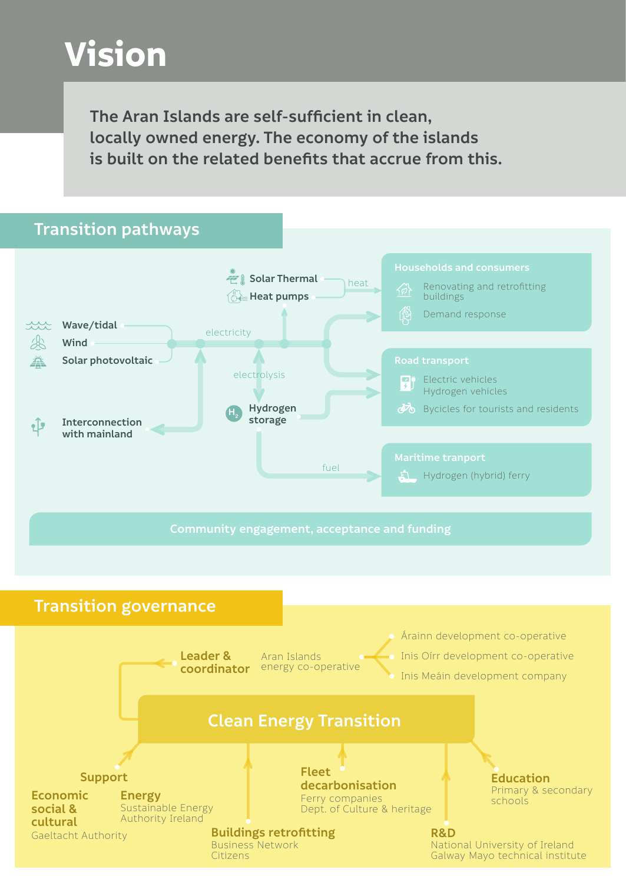# Vision

**The Aran Islands are self-sufficient in clean, locally owned energy. The economy of the islands is built on the related benefits that accrue from this.**

## Transition pathways

Solar Thermal
Heat pumps
heat

Wave/tidal
Wind
Solar photovoltaic
electricity

electrolysis

Hydrogen storage

Interconnection with mainland

fuel

**Households and consumers**
- Renovating and retrofitting buildings
- Demand response

**Road transport**
- Electric vehicles
  Hydrogen vehicles
- Bycicles for tourists and residents

**Maritime tranport**
- Hydrogen (hybrid) ferry

Community engagement, acceptance and funding

## Transition governance

**Leader & coordinator**
Aran Islands energy co-operative
- Árainn development co-operative
- Inis Oírr development co-operative
- Inis Meáin development company

**Clean Energy Transition**

**Support**

**Economic social & cultural**
Gaeltacht Authority

**Energy**
Sustainable Energy Authority Ireland

**Buildings retrofitting**
Business Network
Citizens

**Fleet decarbonisation**
Ferry companies
Dept. of Culture & heritage

**R&D**
National University of Ireland
Galway Mayo technical institute

**Education**
Primary & secondary schools